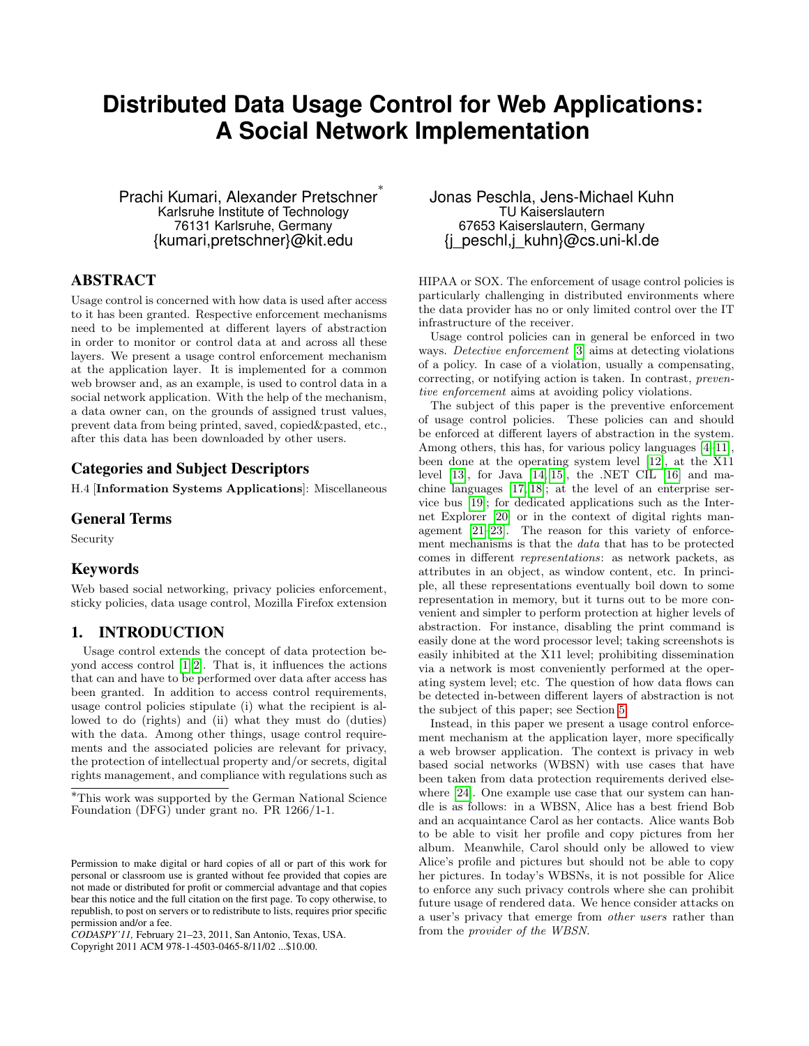# Distributed Data Usage Control for Web Applications: A Social Network Implementation

Prachi Kumari, Alexander Pretschner[*]
Karlsruhe Institute of Technology
76131 Karlsruhe, Germany
{kumari,pretschner}@kit.edu

Jonas Peschla, Jens-Michael Kuhn
TU Kaiserslautern
67653 Kaiserslautern, Germany
{j_peschl,j_kuhn}@cs.uni-kl.de

## ABSTRACT

Usage control is concerned with how data is used after access to it has been granted. Respective enforcement mechanisms need to be implemented at different layers of abstraction in order to monitor or control data at and across all these layers. We present a usage control enforcement mechanism at the application layer. It is implemented for a common web browser and, as an example, is used to control data in a social network application. With the help of the mechanism, a data owner can, on the grounds of assigned trust values, prevent data from being printed, saved, copied&pasted, etc., after this data has been downloaded by other users.

### Categories and Subject Descriptors

H.4 [**Information Systems Applications**]: Miscellaneous

### General Terms

Security

### Keywords

Web based social networking, privacy policies enforcement, sticky policies, data usage control, Mozilla Firefox extension

## 1. INTRODUCTION

Usage control extends the concept of data protection beyond access control [1, 2]. That is, it influences the actions that can and have to be performed over data after access has been granted. In addition to access control requirements, usage control policies stipulate (i) what the recipient is allowed to do (rights) and (ii) what they must do (duties) with the data. Among other things, usage control requirements and the associated policies are relevant for privacy, the protection of intellectual property and/or secrets, digital rights management, and compliance with regulations such as HIPAA or SOX. The enforcement of usage control policies is particularly challenging in distributed environments where the data provider has no or only limited control over the IT infrastructure of the receiver.

Usage control policies can in general be enforced in two ways. *Detective enforcement* [3] aims at detecting violations of a policy. In case of a violation, usually a compensating, correcting, or notifying action is taken. In contrast, *preventive enforcement* aims at avoiding policy violations.

The subject of this paper is the preventive enforcement of usage control policies. These policies can and should be enforced at different layers of abstraction in the system. Among others, this has, for various policy languages [4–11], been done at the operating system level [12], at the X11 level [13], for Java [14, 15], the .NET CIL [16] and machine languages [17, 18]; at the level of an enterprise service bus [19]; for dedicated applications such as the Internet Explorer [20] or in the context of digital rights management [21–23]. The reason for this variety of enforcement mechanisms is that the *data* that has to be protected comes in different *representations*: as network packets, as attributes in an object, as window content, etc. In principle, all these representations eventually boil down to some representation in memory, but it turns out to be more convenient and simpler to perform protection at higher levels of abstraction. For instance, disabling the print command is easily done at the word processor level; taking screenshots is easily inhibited at the X11 level; prohibiting dissemination via a network is most conveniently performed at the operating system level; etc. The question of how data flows can be detected in-between different layers of abstraction is not the subject of this paper; see Section 5.

Instead, in this paper we present a usage control enforcement mechanism at the application layer, more specifically a web browser application. The context is privacy in web based social networks (WBSN) with use cases that have been taken from data protection requirements derived elsewhere [24]. One example use case that our system can handle is as follows: in a WBSN, Alice has a best friend Bob and an acquaintance Carol as her contacts. Alice wants Bob to be able to visit her profile and copy pictures from her album. Meanwhile, Carol should only be allowed to view Alice's profile and pictures but should not be able to copy her pictures. In today's WBSNs, it is not possible for Alice to enforce any such privacy controls where she can prohibit future usage of rendered data. We hence consider attacks on a user's privacy that emerge from *other users* rather than from the *provider of the WBSN*.

[*]This work was supported by the German National Science Foundation (DFG) under grant no. PR 1266/1-1.

Permission to make digital or hard copies of all or part of this work for personal or classroom use is granted without fee provided that copies are not made or distributed for profit or commercial advantage and that copies bear this notice and the full citation on the first page. To copy otherwise, to republish, to post on servers or to redistribute to lists, requires prior specific permission and/or a fee.
*CODASPY'11,* February 21–23, 2011, San Antonio, Texas, USA.
Copyright 2011 ACM 978-1-4503-0465-8/11/02 ...$10.00.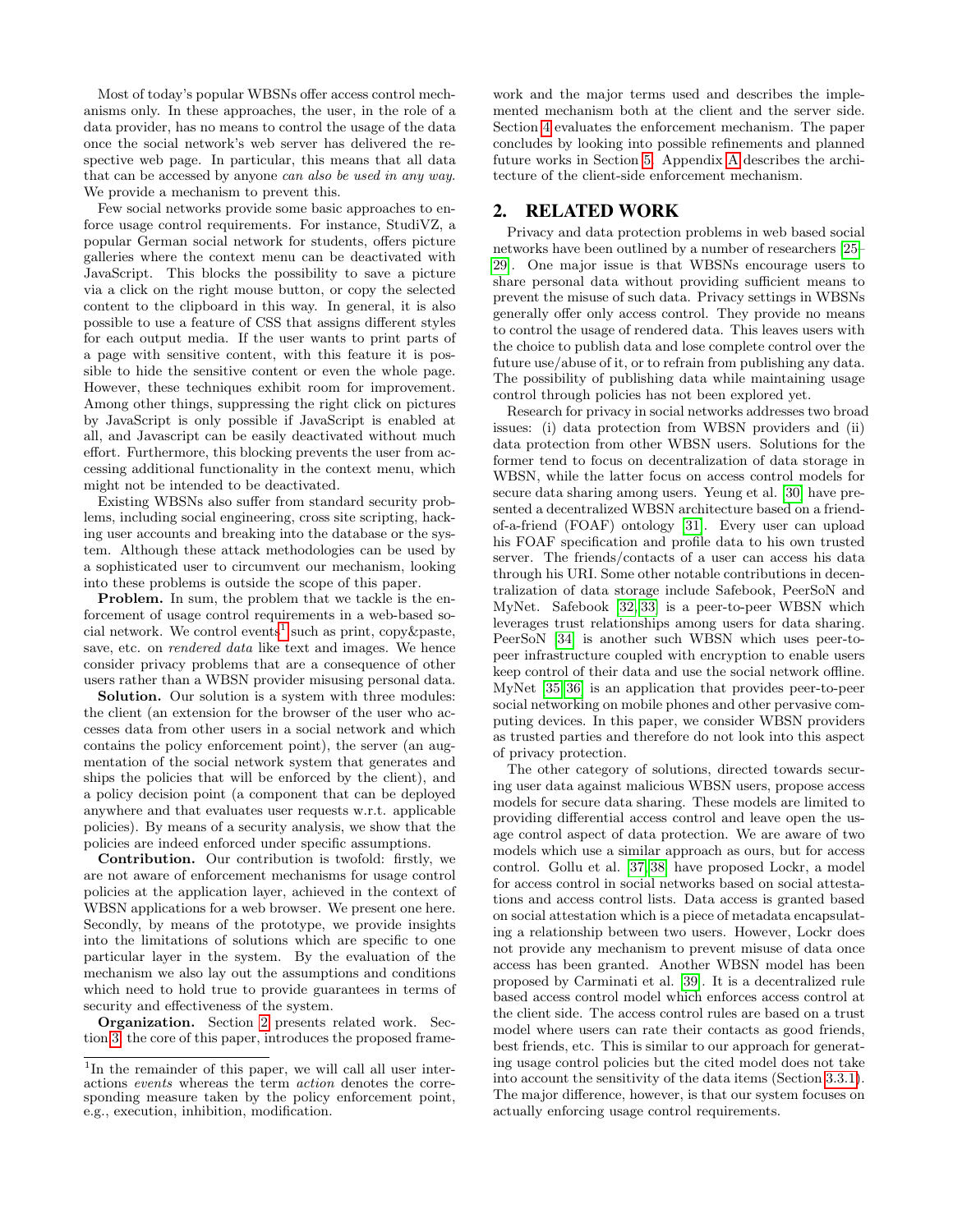Most of today's popular WBSNs offer access control mechanisms only. In these approaches, the user, in the role of a data provider, has no means to control the usage of the data once the social network's web server has delivered the respective web page. In particular, this means that all data that can be accessed by anyone *can also be used in any way.* We provide a mechanism to prevent this.

Few social networks provide some basic approaches to enforce usage control requirements. For instance, StudiVZ, a popular German social network for students, offers picture galleries where the context menu can be deactivated with JavaScript. This blocks the possibility to save a picture via a click on the right mouse button, or copy the selected content to the clipboard in this way. In general, it is also possible to use a feature of CSS that assigns different styles for each output media. If the user wants to print parts of a page with sensitive content, with this feature it is possible to hide the sensitive content or even the whole page. However, these techniques exhibit room for improvement. Among other things, suppressing the right click on pictures by JavaScript is only possible if JavaScript is enabled at all, and Javascript can be easily deactivated without much effort. Furthermore, this blocking prevents the user from accessing additional functionality in the context menu, which might not be intended to be deactivated.

Existing WBSNs also suffer from standard security problems, including social engineering, cross site scripting, hacking user accounts and breaking into the database or the system. Although these attack methodologies can be used by a sophisticated user to circumvent our mechanism, looking into these problems is outside the scope of this paper.

**Problem.** In sum, the problem that we tackle is the enforcement of usage control requirements in a web-based social network. We control events[1] such as print, copy&paste, save, etc. on *rendered data* like text and images. We hence consider privacy problems that are a consequence of other users rather than a WBSN provider misusing personal data.

**Solution.** Our solution is a system with three modules: the client (an extension for the browser of the user who accesses data from other users in a social network and which contains the policy enforcement point), the server (an augmentation of the social network system that generates and ships the policies that will be enforced by the client), and a policy decision point (a component that can be deployed anywhere and that evaluates user requests w.r.t. applicable policies). By means of a security analysis, we show that the policies are indeed enforced under specific assumptions.

**Contribution.** Our contribution is twofold: firstly, we are not aware of enforcement mechanisms for usage control policies at the application layer, achieved in the context of WBSN applications for a web browser. We present one here. Secondly, by means of the prototype, we provide insights into the limitations of solutions which are specific to one particular layer in the system. By the evaluation of the mechanism we also lay out the assumptions and conditions which need to hold true to provide guarantees in terms of security and effectiveness of the system.

**Organization.** Section 2 presents related work. Section 3, the core of this paper, introduces the proposed framework and the major terms used and describes the implemented mechanism both at the client and the server side. Section 4 evaluates the enforcement mechanism. The paper concludes by looking into possible refinements and planned future works in Section 5. Appendix A describes the architecture of the client-side enforcement mechanism.

[1]In the remainder of this paper, we will call all user interactions *events* whereas the term *action* denotes the corresponding measure taken by the policy enforcement point, e.g., execution, inhibition, modification.

## 2. RELATED WORK

Privacy and data protection problems in web based social networks have been outlined by a number of researchers [25–29]. One major issue is that WBSNs encourage users to share personal data without providing sufficient means to prevent the misuse of such data. Privacy settings in WBSNs generally offer only access control. They provide no means to control the usage of rendered data. This leaves users with the choice to publish data and lose complete control over the future use/abuse of it, or to refrain from publishing any data. The possibility of publishing data while maintaining usage control through policies has not been explored yet.

Research for privacy in social networks addresses two broad issues: (i) data protection from WBSN providers and (ii) data protection from other WBSN users. Solutions for the former tend to focus on decentralization of data storage in WBSN, while the latter focus on access control models for secure data sharing among users. Yeung et al. [30] have presented a decentralized WBSN architecture based on a friend-of-a-friend (FOAF) ontology [31]. Every user can upload his FOAF specification and profile data to his own trusted server. The friends/contacts of a user can access his data through his URI. Some other notable contributions in decentralization of data storage include Safebook, PeerSoN and MyNet. Safebook [32, 33] is a peer-to-peer WBSN which leverages trust relationships among users for data sharing. PeerSoN [34] is another such WBSN which uses peer-to-peer infrastructure coupled with encryption to enable users keep control of their data and use the social network offline. MyNet [35, 36] is an application that provides peer-to-peer social networking on mobile phones and other pervasive computing devices. In this paper, we consider WBSN providers as trusted parties and therefore do not look into this aspect of privacy protection.

The other category of solutions, directed towards securing user data against malicious WBSN users, propose access models for secure data sharing. These models are limited to providing differential access control and leave open the usage control aspect of data protection. We are aware of two models which use a similar approach as ours, but for access control. Gollu et al. [37, 38] have proposed Lockr, a model for access control in social networks based on social attestations and access control lists. Data access is granted based on social attestation which is a piece of metadata encapsulating a relationship between two users. However, Lockr does not provide any mechanism to prevent misuse of data once access has been granted. Another WBSN model has been proposed by Carminati et al. [39]. It is a decentralized rule based access control model which enforces access control at the client side. The access control rules are based on a trust model where users can rate their contacts as good friends, best friends, etc. This is similar to our approach for generating usage control policies but the cited model does not take into account the sensitivity of the data items (Section 3.3.1). The major difference, however, is that our system focuses on actually enforcing usage control requirements.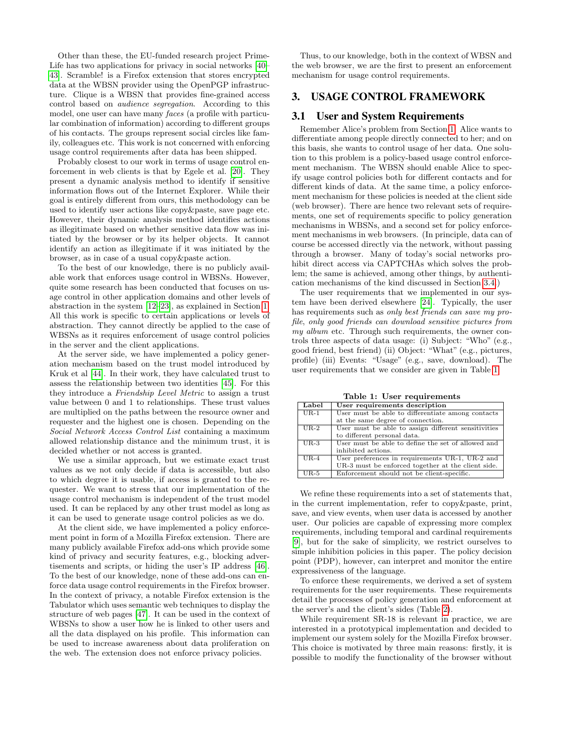Other than these, the EU-funded research project Prime-Life has two applications for privacy in social networks [40–43]. Scramble! is a Firefox extension that stores encrypted data at the WBSN provider using the OpenPGP infrastructure. Clique is a WBSN that provides fine-grained access control based on *audience segregation*. According to this model, one user can have many *faces* (a profile with particular combination of information) according to different groups of his contacts. The groups represent social circles like family, colleagues etc. This work is not concerned with enforcing usage control requirements after data has been shipped.

Probably closest to our work in terms of usage control enforcement in web clients is that by Egele et al. [20]. They present a dynamic analysis method to identify if sensitive information flows out of the Internet Explorer. While their goal is entirely different from ours, this methodology can be used to identify user actions like copy&paste, save page etc. However, their dynamic analysis method identifies actions as illegitimate based on whether sensitive data flow was initiated by the browser or by its helper objects. It cannot identify an action as illegitimate if it was initiated by the browser, as in case of a usual copy&paste action.

To the best of our knowledge, there is no publicly available work that enforces usage control in WBSNs. However, quite some research has been conducted that focuses on usage control in other application domains and other levels of abstraction in the system [12–23], as explained in Section 1. All this work is specific to certain applications or levels of abstraction. They cannot directly be applied to the case of WBSNs as it requires enforcement of usage control policies in the server and the client applications.

At the server side, we have implemented a policy generation mechanism based on the trust model introduced by Kruk et al [44]. In their work, they have calculated trust to assess the relationship between two identities [45]. For this they introduce a *Friendship Level Metric* to assign a trust value between 0 and 1 to relationships. These trust values are multiplied on the paths between the resource owner and requester and the highest one is chosen. Depending on the *Social Network Access Control List* containing a maximum allowed relationship distance and the minimum trust, it is decided whether or not access is granted.

We use a similar approach, but we estimate exact trust values as we not only decide if data is accessible, but also to which degree it is usable, if access is granted to the requester. We want to stress that our implementation of the usage control mechanism is independent of the trust model used. It can be replaced by any other trust model as long as it can be used to generate usage control policies as we do.

At the client side, we have implemented a policy enforcement point in form of a Mozilla Firefox extension. There are many publicly available Firefox add-ons which provide some kind of privacy and security features, e.g., blocking advertisements and scripts, or hiding the user's IP address [46]. To the best of our knowledge, none of these add-ons can enforce data usage control requirements in the Firefox browser. In the context of privacy, a notable Firefox extension is the Tabulator which uses semantic web techniques to display the structure of web pages [47]. It can be used in the context of WBSNs to show a user how he is linked to other users and all the data displayed on his profile. This information can be used to increase awareness about data proliferation on the web. The extension does not enforce privacy policies.

Thus, to our knowledge, both in the context of WBSN and the web browser, we are the first to present an enforcement mechanism for usage control requirements.

# 3. USAGE CONTROL FRAMEWORK

## 3.1 User and System Requirements

Remember Alice's problem from Section 1. Alice wants to differentiate among people directly connected to her; and on this basis, she wants to control usage of her data. One solution to this problem is a policy-based usage control enforcement mechanism. The WBSN should enable Alice to specify usage control policies both for different contacts and for different kinds of data. At the same time, a policy enforcement mechanism for these policies is needed at the client side (web browser). There are hence two relevant sets of requirements, one set of requirements specific to policy generation mechanisms in WBSNs, and a second set for policy enforcement mechanisms in web browsers. (In principle, data can of course be accessed directly via the network, without passing through a browser. Many of today's social networks prohibit direct access via CAPTCHAs which solves the problem; the same is achieved, among other things, by authentication mechanisms of the kind discussed in Section 3.4.)

The user requirements that we implemented in our system have been derived elsewhere [24]. Typically, the user has requirements such as *only best friends can save my profile*, *only good friends can download sensitive pictures from my album* etc. Through such requirements, the owner controls three aspects of data usage: (i) Subject: "Who" (e.g., good friend, best friend) (ii) Object: "What" (e.g., pictures, profile) (iii) Events: "Usage" (e.g., save, download). The user requirements that we consider are given in Table 1.

**Table 1: User requirements**

| Label | User requirements description |
|---|---|
| UR-1 | User must be able to differentiate among contacts at the same degree of connection. |
| UR-2 | User must be able to assign different sensitivities to different personal data. |
| UR-3 | User must be able to define the set of allowed and inhibited actions. |
| UR-4 | User preferences in requirements UR-1, UR-2 and UR-3 must be enforced together at the client side. |
| UR-5 | Enforcement should not be client-specific. |

We refine these requirements into a set of statements that, in the current implementation, refer to copy&paste, print, save, and view events, when user data is accessed by another user. Our policies are capable of expressing more complex requirements, including temporal and cardinal requirements [9], but for the sake of simplicity, we restrict ourselves to simple inhibition policies in this paper. The policy decision point (PDP), however, can interpret and monitor the entire expressiveness of the language.

To enforce these requirements, we derived a set of system requirements for the user requirements. These requirements detail the processes of policy generation and enforcement at the server's and the client's sides (Table 2).

While requirement SR-18 is relevant in practice, we are interested in a prototypical implementation and decided to implement our system solely for the Mozilla Firefox browser. This choice is motivated by three main reasons: firstly, it is possible to modify the functionality of the browser without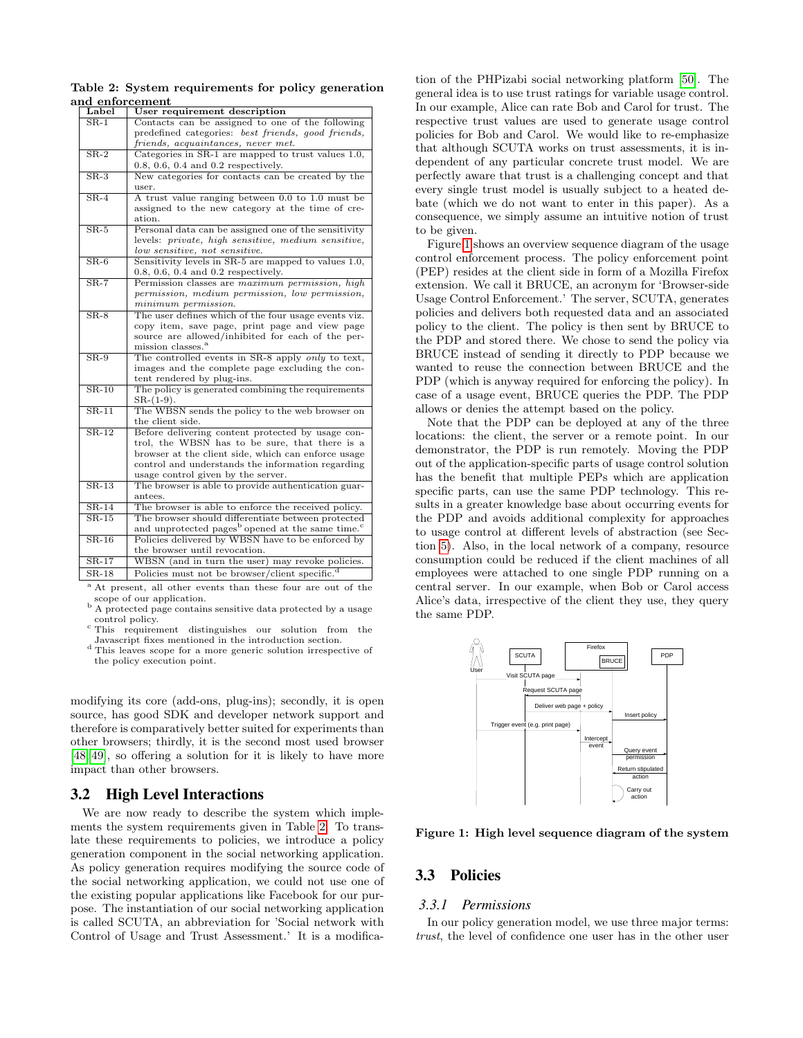**Table 2: System requirements for policy generation and enforcement**

| Label | User requirement description |
| --- | --- |
| SR-1 | Contacts can be assigned to one of the following predefined categories: *best friends, good friends, friends, acquaintances, never met.* |
| SR-2 | Categories in SR-1 are mapped to trust values 1.0, 0.8, 0.6, 0.4 and 0.2 respectively. |
| SR-3 | New categories for contacts can be created by the user. |
| SR-4 | A trust value ranging between 0.0 to 1.0 must be assigned to the new category at the time of creation. |
| SR-5 | Personal data can be assigned one of the sensitivity levels: *private, high sensitive, medium sensitive, low sensitive, not sensitive.* |
| SR-6 | Sensitivity levels in SR-5 are mapped to values 1.0, 0.8, 0.6, 0.4 and 0.2 respectively. |
| SR-7 | Permission classes are *maximum permission, high permission, medium permission, low permission, minimum permission.* |
| SR-8 | The user defines which of the four usage events viz. copy item, save page, print page and view page source are allowed/inhibited for each of the permission classes.[a] |
| SR-9 | The controlled events in SR-8 apply *only* to text, images and the complete page excluding the content rendered by plug-ins. |
| SR-10 | The policy is generated combining the requirements SR-(1-9). |
| SR-11 | The WBSN sends the policy to the web browser on the client side. |
| SR-12 | Before delivering content protected by usage control, the WBSN has to be sure, that there is a browser at the client side, which can enforce usage control and understands the information regarding usage control given by the server. |
| SR-13 | The browser is able to provide authentication guarantees. |
| SR-14 | The browser is able to enforce the received policy. |
| SR-15 | The browser should differentiate between protected and unprotected pages[b] opened at the same time.[c] |
| SR-16 | Policies delivered by WBSN have to be enforced by the browser until revocation. |
| SR-17 | WBSN (and in turn the user) may revoke policies. |
| SR-18 | Policies must not be browser/client specific.[d] |

[a] At present, all other events than these four are out of the scope of our application.
[b] A protected page contains sensitive data protected by a usage control policy.
[c] This requirement distinguishes our solution from the Javascript fixes mentioned in the introduction section.
[d] This leaves scope for a more generic solution irrespective of the policy execution point.

modifying its core (add-ons, plug-ins); secondly, it is open source, has good SDK and developer network support and therefore is comparatively better suited for experiments than other browsers; thirdly, it is the second most used browser [48, 49], so offering a solution for it is likely to have more impact than other browsers.

## 3.2 High Level Interactions

We are now ready to describe the system which implements the system requirements given in Table 2. To translate these requirements to policies, we introduce a policy generation component in the social networking application. As policy generation requires modifying the source code of the social networking application, we could not use one of the existing popular applications like Facebook for our purpose. The instantiation of our social networking application is called SCUTA, an abbreviation for 'Social network with Control of Usage and Trust Assessment.' It is a modification of the PHPizabi social networking platform [50]. The general idea is to use trust ratings for variable usage control. In our example, Alice can rate Bob and Carol for trust. The respective trust values are used to generate usage control policies for Bob and Carol. We would like to re-emphasize that although SCUTA works on trust assessments, it is independent of any particular concrete trust model. We are perfectly aware that trust is a challenging concept and that every single trust model is usually subject to a heated debate (which we do not want to enter in this paper). As a consequence, we simply assume an intuitive notion of trust to be given.

Figure 1 shows an overview sequence diagram of the usage control enforcement process. The policy enforcement point (PEP) resides at the client side in form of a Mozilla Firefox extension. We call it BRUCE, an acronym for 'Browser-side Usage Control Enforcement.' The server, SCUTA, generates policies and delivers both requested data and an associated policy to the client. The policy is then sent by BRUCE to the PDP and stored there. We chose to send the policy via BRUCE instead of sending it directly to PDP because we wanted to reuse the connection between BRUCE and the PDP (which is anyway required for enforcing the policy). In case of a usage event, BRUCE queries the PDP. The PDP allows or denies the attempt based on the policy.

Note that the PDP can be deployed at any of the three locations: the client, the server or a remote point. In our demonstrator, the PDP is run remotely. Moving the PDP out of the application-specific parts of usage control solution has the benefit that multiple PEPs which are application specific parts, can use the same PDP technology. This results in a greater knowledge base about occurring events for the PDP and avoids additional complexity for approaches to usage control at different levels of abstraction (see Section 5). Also, in the local network of a company, resource consumption could be reduced if the client machines of all employees were attached to one single PDP running on a central server. In our example, when Bob or Carol access Alice's data, irrespective of the client they use, they query the same PDP.

**Figure 1: High level sequence diagram of the system**

## 3.3 Policies

### 3.3.1 Permissions

In our policy generation model, we use three major terms: *trust*, the level of confidence one user has in the other user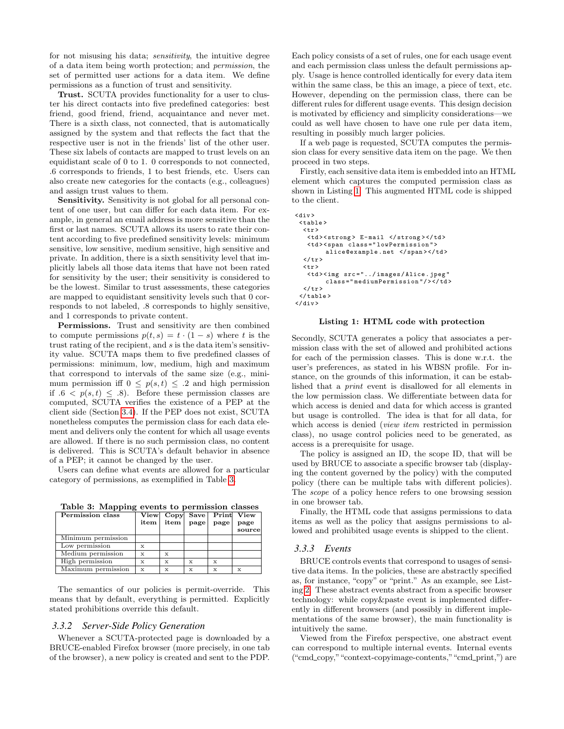for not misusing his data; *sensitivity*, the intuitive degree of a data item being worth protection; and *permission*, the set of permitted user actions for a data item. We define permissions as a function of trust and sensitivity.

**Trust.** SCUTA provides functionality for a user to cluster his direct contacts into five predefined categories: best friend, good friend, friend, acquaintance and never met. There is a sixth class, not connected, that is automatically assigned by the system and that reflects the fact that the respective user is not in the friends' list of the other user. These six labels of contacts are mapped to trust levels on an equidistant scale of 0 to 1. 0 corresponds to not connected, .6 corresponds to friends, 1 to best friends, etc. Users can also create new categories for the contacts (e.g., colleagues) and assign trust values to them.

**Sensitivity.** Sensitivity is not global for all personal content of one user, but can differ for each data item. For example, in general an email address is more sensitive than the first or last names. SCUTA allows its users to rate their content according to five predefined sensitivity levels: minimum sensitive, low sensitive, medium sensitive, high sensitive and private. In addition, there is a sixth sensitivity level that implicitly labels all those data items that have not been rated for sensitivity by the user; their sensitivity is considered to be the lowest. Similar to trust assessments, these categories are mapped to equidistant sensitivity levels such that 0 corresponds to not labeled, .8 corresponds to highly sensitive, and 1 corresponds to private content.

**Permissions.** Trust and sensitivity are then combined to compute permissions $p(t, s) = t \cdot (1 - s)$ where $t$ is the trust rating of the recipient, and $s$ is the data item's sensitivity value. SCUTA maps them to five predefined classes of permissions: minimum, low, medium, high and maximum that correspond to intervals of the same size (e.g., minimum permission iff $0 \leq p(s, t) \leq .2$ and high permission if $.6 < p(s, t) \leq .8$). Before these permission classes are computed, SCUTA verifies the existence of a PEP at the client side (Section 3.4). If the PEP does not exist, SCUTA nonetheless computes the permission class for each data element and delivers only the content for which all usage events are allowed. If there is no such permission class, no content is delivered. This is SCUTA's default behavior in absence of a PEP; it cannot be changed by the user.

Users can define what events are allowed for a particular category of permissions, as exemplified in Table 3.

**Table 3: Mapping events to permission classes**

| Permission class | View item | Copy item | Save page | Print page | View page source |
|---|---|---|---|---|---|
| Minimum permission | | | | | |
| Low permission | x | | | | |
| Medium permission | x | x | | | |
| High permission | x | x | x | x | |
| Maximum permission | x | x | x | x | x |

The semantics of our policies is permit-override. This means that by default, everything is permitted. Explicitly stated prohibitions override this default.

### 3.3.2 Server-Side Policy Generation

Whenever a SCUTA-protected page is downloaded by a BRUCE-enabled Firefox browser (more precisely, in one tab of the browser), a new policy is created and sent to the PDP. Each policy consists of a set of rules, one for each usage event and each permission class unless the default permissions apply. Usage is hence controlled identically for every data item within the same class, be this an image, a piece of text, etc. However, depending on the permission class, there can be different rules for different usage events. This design decision is motivated by efficiency and simplicity considerations—we could as well have chosen to have one rule per data item, resulting in possibly much larger policies.

If a web page is requested, SCUTA computes the permission class for every sensitive data item on the page. We then proceed in two steps.

Firstly, each sensitive data item is embedded into an HTML element which captures the computed permission class as shown in Listing 1. This augmented HTML code is shipped to the client.

```
<div>
 <table>
  <tr>
   <td><strong> E-mail </strong></td>
   <td><span class="lowPermission">
        alice@example.net </span></td>
  </tr>
  <tr>
   <td><img src="../images/Alice.jpeg"
        class="mediumPermission"/></td>
  </tr>
 </table>
</div>
```

**Listing 1: HTML code with protection**

Secondly, SCUTA generates a policy that associates a permission class with the set of allowed and prohibited actions for each of the permission classes. This is done w.r.t. the user's preferences, as stated in his WBSN profile. For instance, on the grounds of this information, it can be established that a *print* event is disallowed for all elements in the low permission class. We differentiate between data for which access is denied and data for which access is granted but usage is controlled. The idea is that for all data, for which access is denied (*view item* restricted in permission class), no usage control policies need to be generated, as access is a prerequisite for usage.

The policy is assigned an ID, the scope ID, that will be used by BRUCE to associate a specific browser tab (displaying the content governed by the policy) with the computed policy (there can be multiple tabs with different policies). The *scope* of a policy hence refers to one browsing session in one browser tab.

Finally, the HTML code that assigns permissions to data items as well as the policy that assigns permissions to allowed and prohibited usage events is shipped to the client.

### 3.3.3 Events

BRUCE controls events that correspond to usages of sensitive data items. In the policies, these are abstractly specified as, for instance, "copy" or "print." As an example, see Listing 2. These abstract events abstract from a specific browser technology: while copy&paste event is implemented differently in different browsers (and possibly in different implementations of the same browser), the main functionality is intuitively the same.

Viewed from the Firefox perspective, one abstract event can correspond to multiple internal events. Internal events ("cmd_copy," "context-copyimage-contents," "cmd_print,") are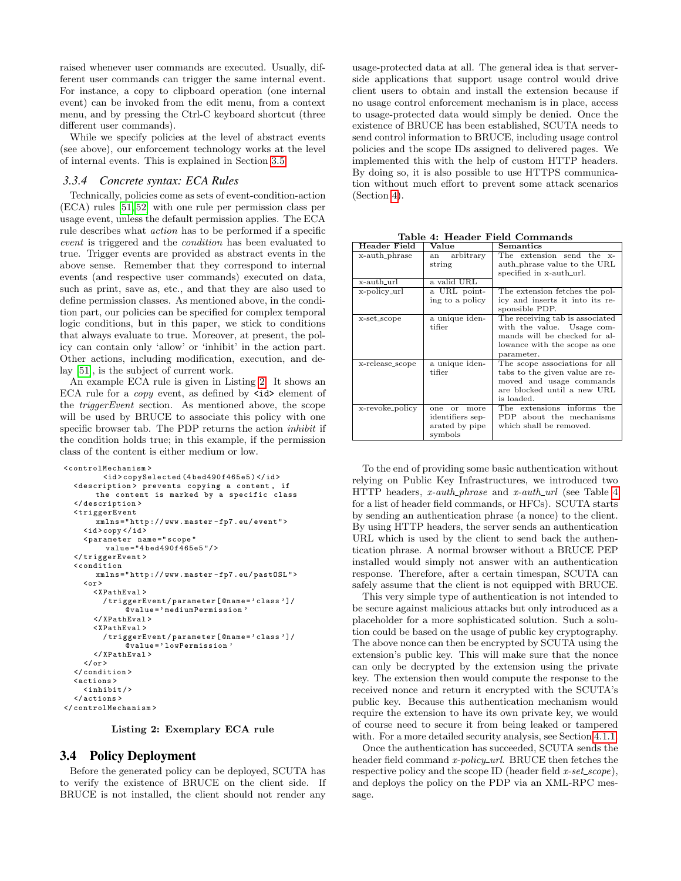raised whenever user commands are executed. Usually, different user commands can trigger the same internal event. For instance, a copy to clipboard operation (one internal event) can be invoked from the edit menu, from a context menu, and by pressing the Ctrl-C keyboard shortcut (three different user commands).

While we specify policies at the level of abstract events (see above), our enforcement technology works at the level of internal events. This is explained in Section 3.5.

#### 3.3.4 Concrete syntax: ECA Rules

Technically, policies come as sets of event-condition-action (ECA) rules [51, 52] with one rule per permission class per usage event, unless the default permission applies. The ECA rule describes what *action* has to be performed if a specific *event* is triggered and the *condition* has been evaluated to true. Trigger events are provided as abstract events in the above sense. Remember that they correspond to internal events (and respective user commands) executed on data, such as print, save as, etc., and that they are also used to define permission classes. As mentioned above, in the condition part, our policies can be specified for complex temporal logic conditions, but in this paper, we stick to conditions that always evaluate to true. Moreover, at present, the policy can contain only 'allow' or 'inhibit' in the action part. Other actions, including modification, execution, and delay [51], is the subject of current work.

An example ECA rule is given in Listing 2. It shows an ECA rule for a *copy* event, as defined by `<id>` element of the *triggerEvent* section. As mentioned above, the scope will be used by BRUCE to associate this policy with one specific browser tab. The PDP returns the action *inhibit* if the condition holds true; in this example, if the permission class of the content is either medium or low.

```
<controlMechanism>
        <id>copySelected(4bed490f465e5)</id>
  <description> prevents copying a content, if
      the content is marked by a specific class
  </description>
  <triggerEvent
      xmlns="http://www.master-fp7.eu/event">
    <id>copy</id>
    <parameter name="scope"
         value="4bed490f465e5"/>
  </triggerEvent>
  <condition
      xmlns="http://www.master-fp7.eu/pastOSL">
    <or>
      <XPathEval>
        /triggerEvent/parameter[@name='class']/
             @value='mediumPermission'
      </XPathEval>
      <XPathEval>
        /triggerEvent/parameter[@name='class']/
             @value='lowPermission'
      </XPathEval>
    </or>
  </condition>
  <actions>
    <inhibit/>
  </actions>
</controlMechanism>
```

**Listing 2: Exemplary ECA rule**

## 3.4 Policy Deployment

Before the generated policy can be deployed, SCUTA has to verify the existence of BRUCE on the client side. If BRUCE is not installed, the client should not render any usage-protected data at all. The general idea is that server-side applications that support usage control would drive client users to obtain and install the extension because if no usage control enforcement mechanism is in place, access to usage-protected data would simply be denied. Once the existence of BRUCE has been established, SCUTA needs to send control information to BRUCE, including usage control policies and the scope IDs assigned to delivered pages. We implemented this with the help of custom HTTP headers. By doing so, it is also possible to use HTTPS communication without much effort to prevent some attack scenarios (Section 4).

**Table 4: Header Field Commands**

| Header Field | Value | Semantics |
|---|---|---|
| x-auth_phrase | an arbitrary string | The extension send the x-auth_phrase value to the URL specified in x-auth_url. |
| x-auth_url | a valid URL | |
| x-policy_url | a URL pointing to a policy | The extension fetches the policy and inserts it into its responsible PDP. |
| x-set_scope | a unique identifier | The receiving tab is associated with the value. Usage commands will be checked for allowance with the scope as one parameter. |
| x-release_scope | a unique identifier | The scope associations for all tabs to the given value are removed and usage commands are blocked until a new URL is loaded. |
| x-revoke_policy | one or more identifiers separated by pipe symbols | The extensions informs the PDP about the mechanisms which shall be removed. |

To the end of providing some basic authentication without relying on Public Key Infrastructures, we introduced two HTTP headers, *x-auth_phrase* and *x-auth_url* (see Table 4 for a list of header field commands, or HFCs). SCUTA starts by sending an authentication phrase (a nonce) to the client. By using HTTP headers, the server sends an authentication URL which is used by the client to send back the authentication phrase. A normal browser without a BRUCE PEP installed would simply not answer with an authentication response. Therefore, after a certain timespan, SCUTA can safely assume that the client is not equipped with BRUCE.

This very simple type of authentication is not intended to be secure against malicious attacks but only introduced as a placeholder for a more sophisticated solution. Such a solution could be based on the usage of public key cryptography. The above nonce can then be encrypted by SCUTA using the extension's public key. This will make sure that the nonce can only be decrypted by the extension using the private key. The extension then would compute the response to the received nonce and return it encrypted with the SCUTA's public key. Because this authentication mechanism would require the extension to have its own private key, we would of course need to secure it from being leaked or tampered with. For a more detailed security analysis, see Section 4.1.1.

Once the authentication has succeeded, SCUTA sends the header field command *x-policy_url*. BRUCE then fetches the respective policy and the scope ID (header field *x-set_scope*), and deploys the policy on the PDP via an XML-RPC message.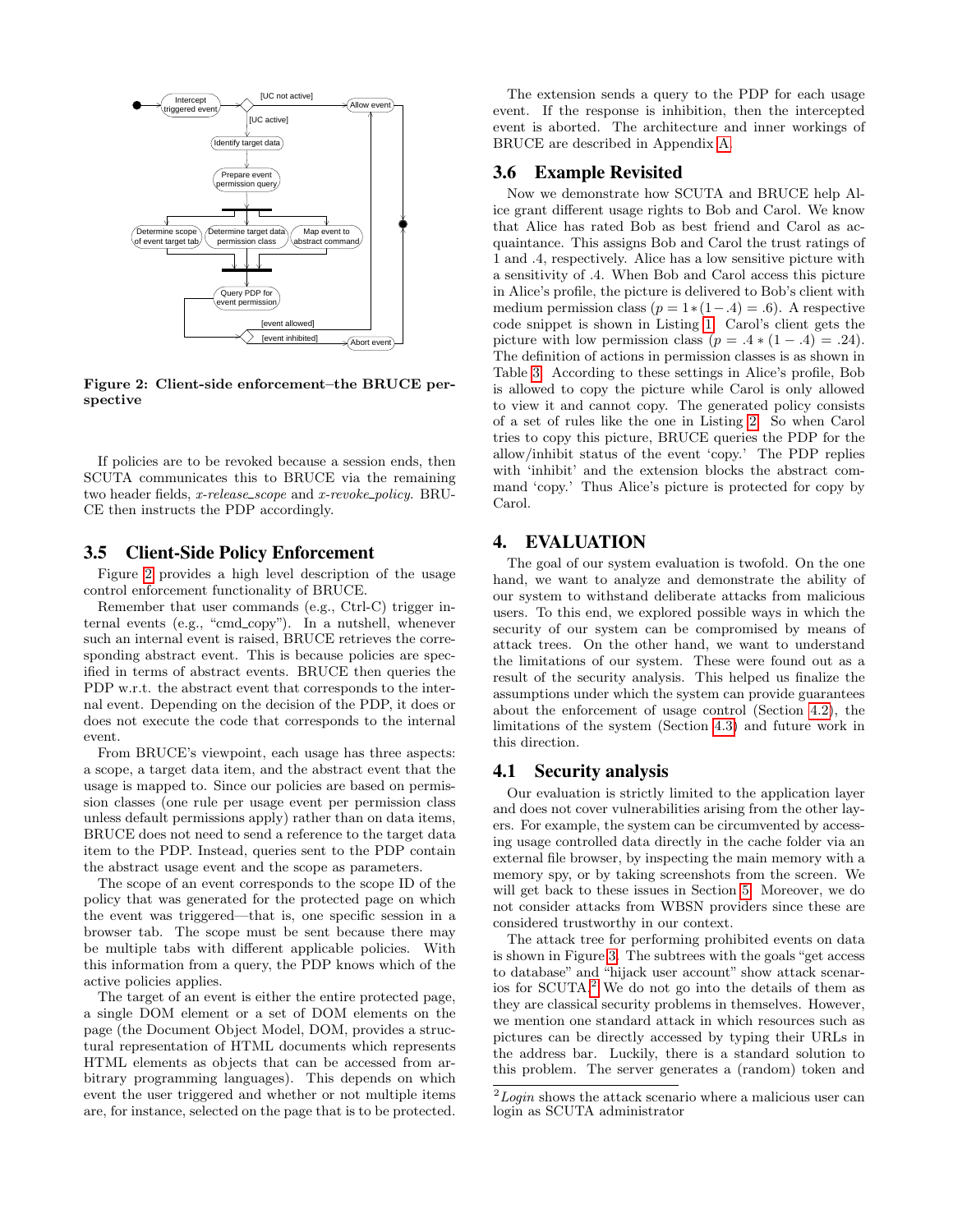Figure 2: Client-side enforcement–the BRUCE perspective

If policies are to be revoked because a session ends, then SCUTA communicates this to BRUCE via the remaining two header fields, *x-release_scope* and *x-revoke_policy*. BRUCE then instructs the PDP accordingly.

### 3.5 Client-Side Policy Enforcement

Figure 2 provides a high level description of the usage control enforcement functionality of BRUCE.

Remember that user commands (e.g., Ctrl-C) trigger internal events (e.g., "cmd_copy"). In a nutshell, whenever such an internal event is raised, BRUCE retrieves the corresponding abstract event. This is because policies are specified in terms of abstract events. BRUCE then queries the PDP w.r.t. the abstract event that corresponds to the internal event. Depending on the decision of the PDP, it does or does not execute the code that corresponds to the internal event.

From BRUCE's viewpoint, each usage has three aspects: a scope, a target data item, and the abstract event that the usage is mapped to. Since our policies are based on permission classes (one rule per usage event per permission class unless default permissions apply) rather than on data items, BRUCE does not need to send a reference to the target data item to the PDP. Instead, queries sent to the PDP contain the abstract usage event and the scope as parameters.

The scope of an event corresponds to the scope ID of the policy that was generated for the protected page on which the event was triggered—that is, one specific session in a browser tab. The scope must be sent because there may be multiple tabs with different applicable policies. With this information from a query, the PDP knows which of the active policies applies.

The target of an event is either the entire protected page, a single DOM element or a set of DOM elements on the page (the Document Object Model, DOM, provides a structural representation of HTML documents which represents HTML elements as objects that can be accessed from arbitrary programming languages). This depends on which event the user triggered and whether or not multiple items are, for instance, selected on the page that is to be protected.

The extension sends a query to the PDP for each usage event. If the response is inhibition, then the intercepted event is aborted. The architecture and inner workings of BRUCE are described in Appendix A.

### 3.6 Example Revisited

Now we demonstrate how SCUTA and BRUCE help Alice grant different usage rights to Bob and Carol. We know that Alice has rated Bob as best friend and Carol as acquaintance. This assigns Bob and Carol the trust ratings of 1 and .4, respectively. Alice has a low sensitive picture with a sensitivity of .4. When Bob and Carol access this picture in Alice's profile, the picture is delivered to Bob's client with medium permission class ($p = 1 * (1 - .4) = .6$). A respective code snippet is shown in Listing 1. Carol's client gets the picture with low permission class ($p = .4 * (1 - .4) = .24$). The definition of actions in permission classes is as shown in Table 3. According to these settings in Alice's profile, Bob is allowed to copy the picture while Carol is only allowed to view it and cannot copy. The generated policy consists of a set of rules like the one in Listing 2. So when Carol tries to copy this picture, BRUCE queries the PDP for the allow/inhibit status of the event 'copy.' The PDP replies with 'inhibit' and the extension blocks the abstract command 'copy.' Thus Alice's picture is protected for copy by Carol.

## 4. EVALUATION

The goal of our system evaluation is twofold. On the one hand, we want to analyze and demonstrate the ability of our system to withstand deliberate attacks from malicious users. To this end, we explored possible ways in which the security of our system can be compromised by means of attack trees. On the other hand, we want to understand the limitations of our system. These were found out as a result of the security analysis. This helped us finalize the assumptions under which the system can provide guarantees about the enforcement of usage control (Section 4.2), the limitations of the system (Section 4.3) and future work in this direction.

### 4.1 Security analysis

Our evaluation is strictly limited to the application layer and does not cover vulnerabilities arising from the other layers. For example, the system can be circumvented by accessing usage controlled data directly in the cache folder via an external file browser, by inspecting the main memory with a memory spy, or by taking screenshots from the screen. We will get back to these issues in Section 5. Moreover, we do not consider attacks from WBSN providers since these are considered trustworthy in our context.

The attack tree for performing prohibited events on data is shown in Figure 3. The subtrees with the goals "get access to database" and "hijack user account" show attack scenarios for SCUTA.[2] We do not go into the details of them as they are classical security problems in themselves. However, we mention one standard attack in which resources such as pictures can be directly accessed by typing their URLs in the address bar. Luckily, there is a standard solution to this problem. The server generates a (random) token and

[2] *Login* shows the attack scenario where a malicious user can login as SCUTA administrator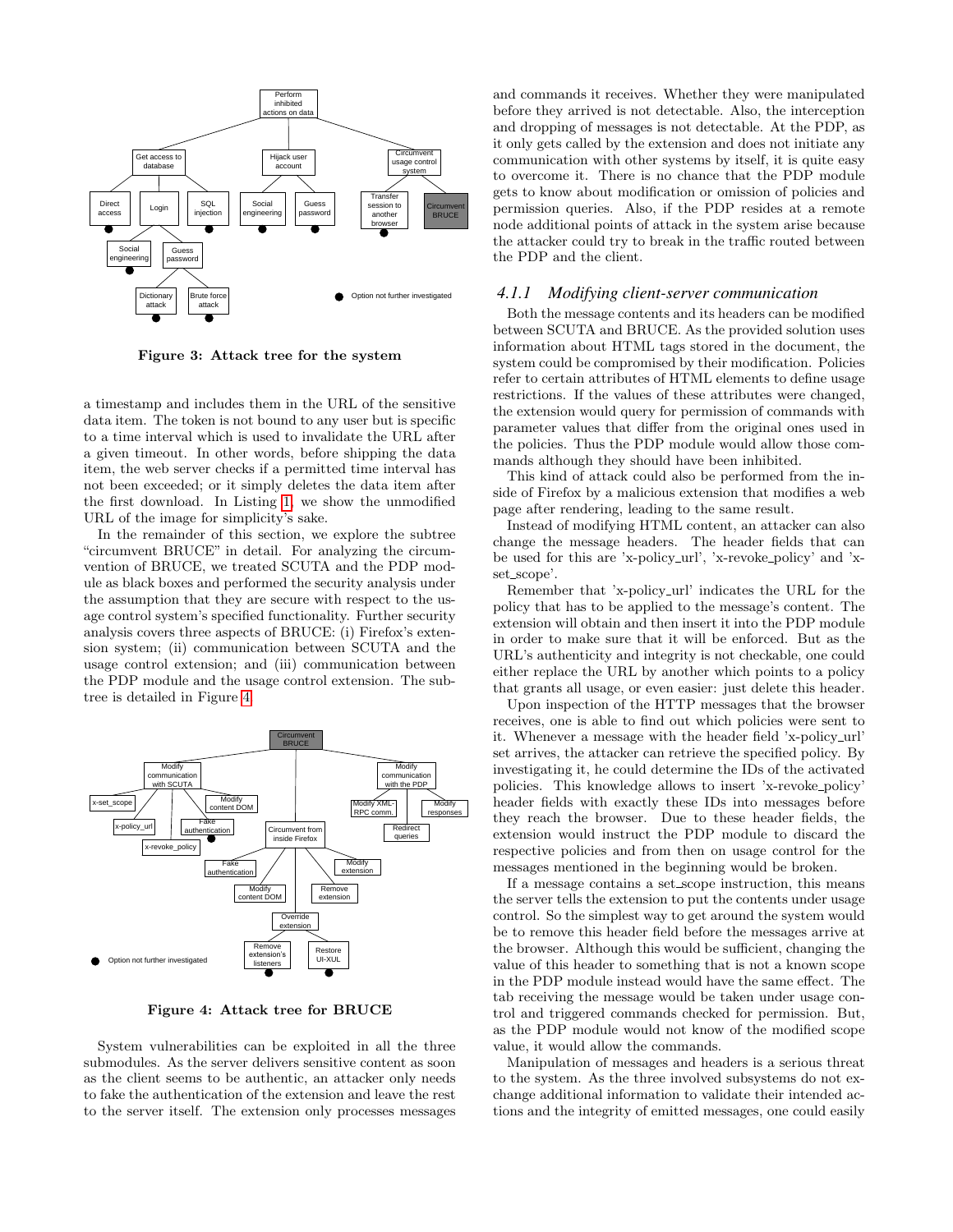Perform inhibited actions on data

Get access to database

Hijack user account

Circumvent usage control system

Direct access

Login

SQL injection

Social engineering

Guess password

Transfer session to another browser

Circumvent BRUCE

Social engineering

Guess password

Dictionary attack

Brute force attack

Option not further investigated

**Figure 3: Attack tree for the system**

a timestamp and includes them in the URL of the sensitive data item. The token is not bound to any user but is specific to a time interval which is used to invalidate the URL after a given timeout. In other words, before shipping the data item, the web server checks if a permitted time interval has not been exceeded; or it simply deletes the data item after the first download. In Listing 1, we show the unmodified URL of the image for simplicity's sake.

In the remainder of this section, we explore the subtree "circumvent BRUCE" in detail. For analyzing the circumvention of BRUCE, we treated SCUTA and the PDP module as black boxes and performed the security analysis under the assumption that they are secure with respect to the usage control system's specified functionality. Further security analysis covers three aspects of BRUCE: (i) Firefox's extension system; (ii) communication between SCUTA and the usage control extension; and (iii) communication between the PDP module and the usage control extension. The subtree is detailed in Figure 4.

Circumvent BRUCE

Modify communication with SCUTA

Modify communication with the PDP

x-set_scope

Modify content DOM

Modify XML-RPC comm.

Modify responses

x-policy_url

Fake authentication

Circumvent from inside Firefox

Redirect queries

x-revoke_policy

Fake authentication

Modify extension

Modify content DOM

Remove extension

Override extension

Option not further investigated

Remove extension's listeners

Restore UI-XUL

**Figure 4: Attack tree for BRUCE**

System vulnerabilities can be exploited in all the three submodules. As the server delivers sensitive content as soon as the client seems to be authentic, an attacker only needs to fake the authentication of the extension and leave the rest to the server itself. The extension only processes messages and commands it receives. Whether they were manipulated before they arrived is not detectable. Also, the interception and dropping of messages is not detectable. At the PDP, as it only gets called by the extension and does not initiate any communication with other systems by itself, it is quite easy to overcome it. There is no chance that the PDP module gets to know about modification or omission of policies and permission queries. Also, if the PDP resides at a remote node additional points of attack in the system arise because the attacker could try to break in the traffic routed between the PDP and the client.

### 4.1.1 *Modifying client-server communication*

Both the message contents and its headers can be modified between SCUTA and BRUCE. As the provided solution uses information about HTML tags stored in the document, the system could be compromised by their modification. Policies refer to certain attributes of HTML elements to define usage restrictions. If the values of these attributes were changed, the extension would query for permission of commands with parameter values that differ from the original ones used in the policies. Thus the PDP module would allow those commands although they should have been inhibited.

This kind of attack could also be performed from the inside of Firefox by a malicious extension that modifies a web page after rendering, leading to the same result.

Instead of modifying HTML content, an attacker can also change the message headers. The header fields that can be used for this are 'x-policy_url', 'x-revoke_policy' and 'x-set_scope'.

Remember that 'x-policy_url' indicates the URL for the policy that has to be applied to the message's content. The extension will obtain and then insert it into the PDP module in order to make sure that it will be enforced. But as the URL's authenticity and integrity is not checkable, one could either replace the URL by another which points to a policy that grants all usage, or even easier: just delete this header.

Upon inspection of the HTTP messages that the browser receives, one is able to find out which policies were sent to it. Whenever a message with the header field 'x-policy_url' set arrives, the attacker can retrieve the specified policy. By investigating it, he could determine the IDs of the activated policies. This knowledge allows to insert 'x-revoke_policy' header fields with exactly these IDs into messages before they reach the browser. Due to these header fields, the extension would instruct the PDP module to discard the respective policies and from then on usage control for the messages mentioned in the beginning would be broken.

If a message contains a set_scope instruction, this means the server tells the extension to put the contents under usage control. So the simplest way to get around the system would be to remove this header field before the messages arrive at the browser. Although this would be sufficient, changing the value of this header to something that is not a known scope in the PDP module instead would have the same effect. The tab receiving the message would be taken under usage control and triggered commands checked for permission. But, as the PDP module would not know of the modified scope value, it would allow the commands.

Manipulation of messages and headers is a serious threat to the system. As the three involved subsystems do not exchange additional information to validate their intended actions and the integrity of emitted messages, one could easily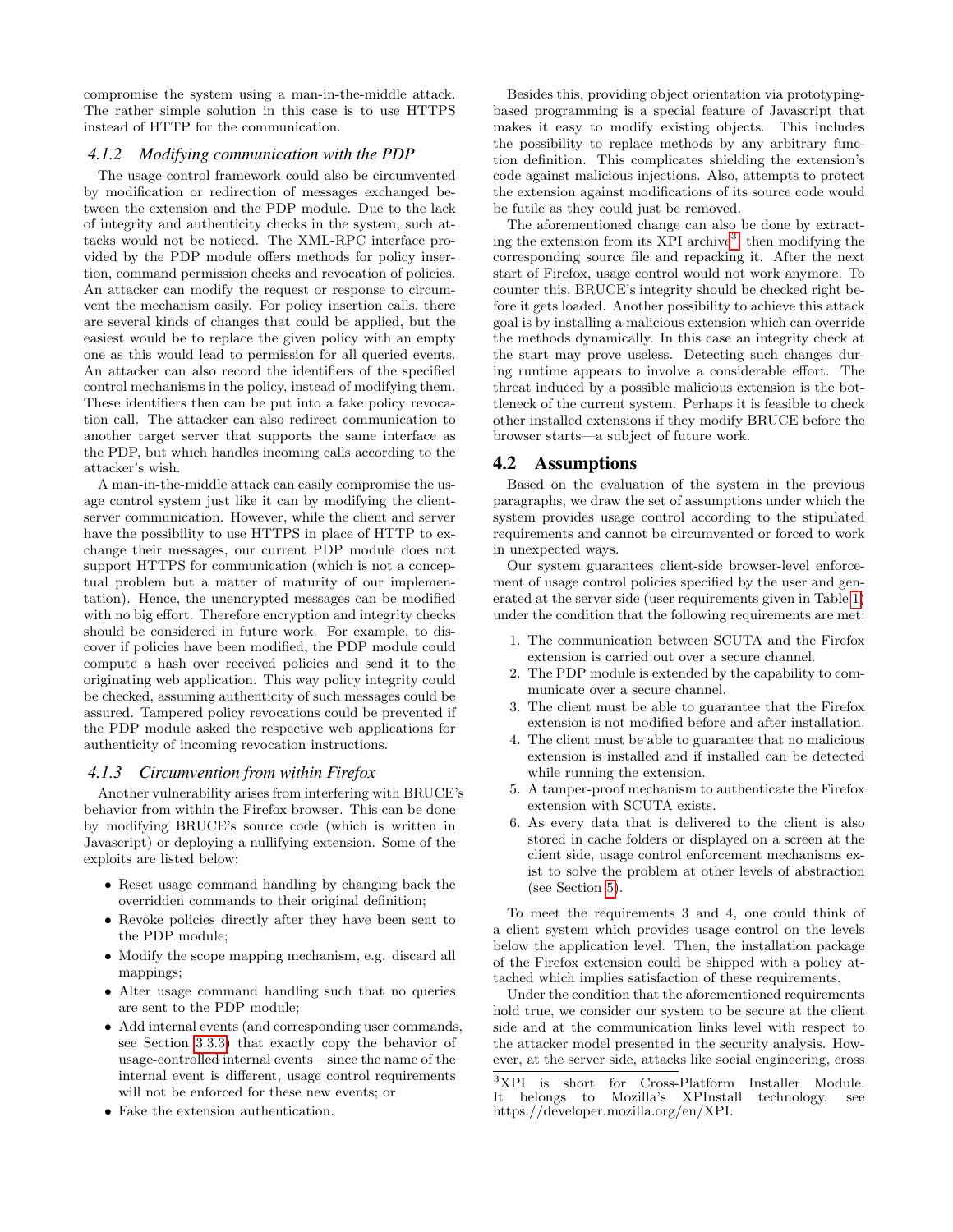compromise the system using a man-in-the-middle attack. The rather simple solution in this case is to use HTTPS instead of HTTP for the communication.

### 4.1.2 Modifying communication with the PDP

The usage control framework could also be circumvented by modification or redirection of messages exchanged between the extension and the PDP module. Due to the lack of integrity and authenticity checks in the system, such attacks would not be noticed. The XML-RPC interface provided by the PDP module offers methods for policy insertion, command permission checks and revocation of policies. An attacker can modify the request or response to circumvent the mechanism easily. For policy insertion calls, there are several kinds of changes that could be applied, but the easiest would be to replace the given policy with an empty one as this would lead to permission for all queried events. An attacker can also record the identifiers of the specified control mechanisms in the policy, instead of modifying them. These identifiers then can be put into a fake policy revocation call. The attacker can also redirect communication to another target server that supports the same interface as the PDP, but which handles incoming calls according to the attacker's wish.

A man-in-the-middle attack can easily compromise the usage control system just like it can by modifying the client-server communication. However, while the client and server have the possibility to use HTTPS in place of HTTP to exchange their messages, our current PDP module does not support HTTPS for communication (which is not a conceptual problem but a matter of maturity of our implementation). Hence, the unencrypted messages can be modified with no big effort. Therefore encryption and integrity checks should be considered in future work. For example, to discover if policies have been modified, the PDP module could compute a hash over received policies and send it to the originating web application. This way policy integrity could be checked, assuming authenticity of such messages could be assured. Tampered policy revocations could be prevented if the PDP module asked the respective web applications for authenticity of incoming revocation instructions.

### 4.1.3 Circumvention from within Firefox

Another vulnerability arises from interfering with BRUCE's behavior from within the Firefox browser. This can be done by modifying BRUCE's source code (which is written in Javascript) or deploying a nullifying extension. Some of the exploits are listed below:

- Reset usage command handling by changing back the overridden commands to their original definition;
- Revoke policies directly after they have been sent to the PDP module;
- Modify the scope mapping mechanism, e.g. discard all mappings;
- Alter usage command handling such that no queries are sent to the PDP module;
- Add internal events (and corresponding user commands, see Section 3.3.3) that exactly copy the behavior of usage-controlled internal events—since the name of the internal event is different, usage control requirements will not be enforced for these new events; or
- Fake the extension authentication.

Besides this, providing object orientation via prototyping-based programming is a special feature of Javascript that makes it easy to modify existing objects. This includes the possibility to replace methods by any arbitrary function definition. This complicates shielding the extension's code against malicious injections. Also, attempts to protect the extension against modifications of its source code would be futile as they could just be removed.

The aforementioned change can also be done by extracting the extension from its XPI archive[3], then modifying the corresponding source file and repacking it. After the next start of Firefox, usage control would not work anymore. To counter this, BRUCE's integrity should be checked right before it gets loaded. Another possibility to achieve this attack goal is by installing a malicious extension which can override the methods dynamically. In this case an integrity check at the start may prove useless. Detecting such changes during runtime appears to involve a considerable effort. The threat induced by a possible malicious extension is the bottleneck of the current system. Perhaps it is feasible to check other installed extensions if they modify BRUCE before the browser starts—a subject of future work.

## 4.2 Assumptions

Based on the evaluation of the system in the previous paragraphs, we draw the set of assumptions under which the system provides usage control according to the stipulated requirements and cannot be circumvented or forced to work in unexpected ways.

Our system guarantees client-side browser-level enforcement of usage control policies specified by the user and generated at the server side (user requirements given in Table 1) under the condition that the following requirements are met:

1. The communication between SCUTA and the Firefox extension is carried out over a secure channel.
2. The PDP module is extended by the capability to communicate over a secure channel.
3. The client must be able to guarantee that the Firefox extension is not modified before and after installation.
4. The client must be able to guarantee that no malicious extension is installed and if installed can be detected while running the extension.
5. A tamper-proof mechanism to authenticate the Firefox extension with SCUTA exists.
6. As every data that is delivered to the client is also stored in cache folders or displayed on a screen at the client side, usage control enforcement mechanisms exist to solve the problem at other levels of abstraction (see Section 5).

To meet the requirements 3 and 4, one could think of a client system which provides usage control on the levels below the application level. Then, the installation package of the Firefox extension could be shipped with a policy attached which implies satisfaction of these requirements.

Under the condition that the aforementioned requirements hold true, we consider our system to be secure at the client side and at the communication links level with respect to the attacker model presented in the security analysis. However, at the server side, attacks like social engineering, cross

[3]XPI is short for Cross-Platform Installer Module. It belongs to Mozilla's XPInstall technology, see https://developer.mozilla.org/en/XPI.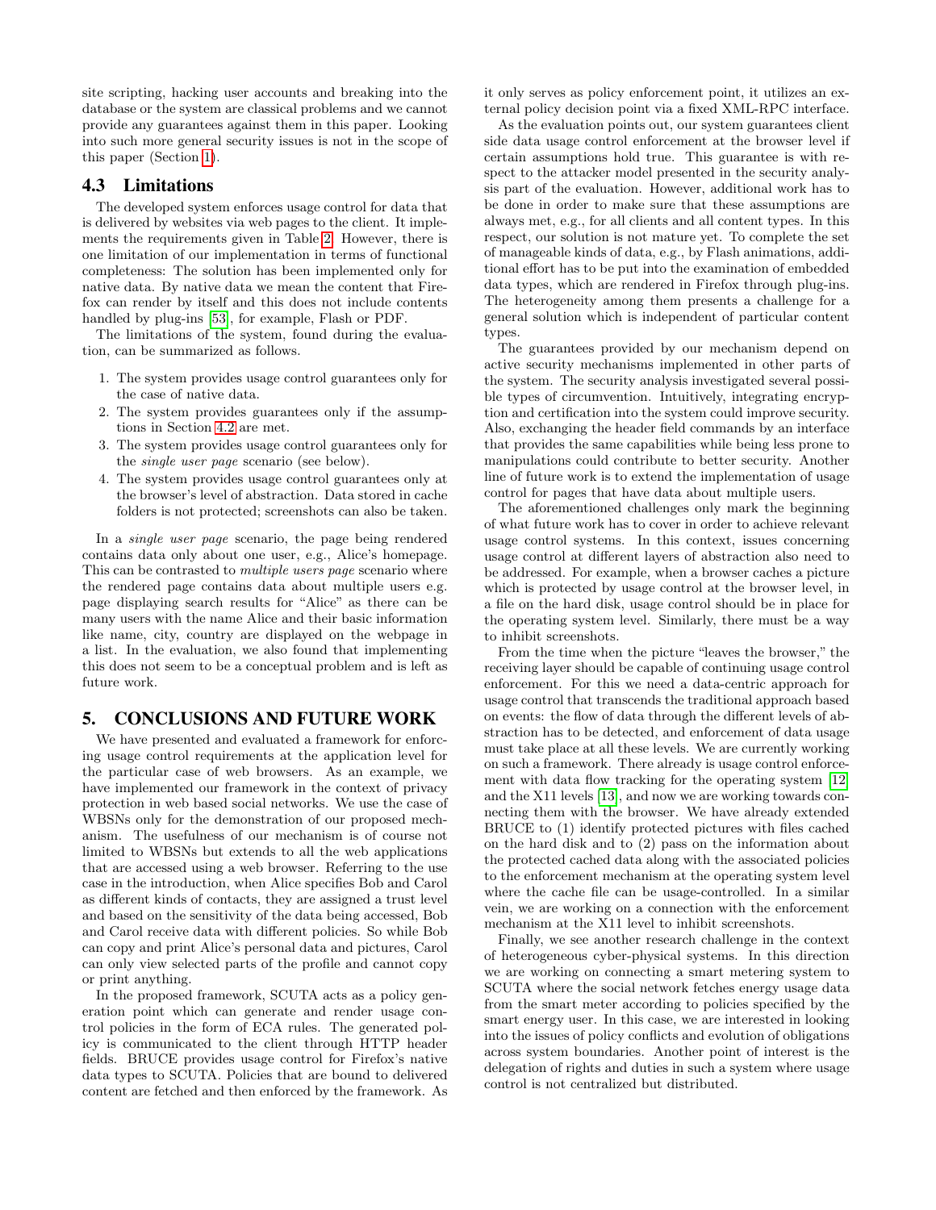site scripting, hacking user accounts and breaking into the database or the system are classical problems and we cannot provide any guarantees against them in this paper. Looking into such more general security issues is not in the scope of this paper (Section 1).

### 4.3 Limitations

The developed system enforces usage control for data that is delivered by websites via web pages to the client. It implements the requirements given in Table 2. However, there is one limitation of our implementation in terms of functional completeness: The solution has been implemented only for native data. By native data we mean the content that Firefox can render by itself and this does not include contents handled by plug-ins [53], for example, Flash or PDF.

The limitations of the system, found during the evaluation, can be summarized as follows.

1. The system provides usage control guarantees only for the case of native data.
2. The system provides guarantees only if the assumptions in Section 4.2 are met.
3. The system provides usage control guarantees only for the *single user page* scenario (see below).
4. The system provides usage control guarantees only at the browser's level of abstraction. Data stored in cache folders is not protected; screenshots can also be taken.

In a *single user page* scenario, the page being rendered contains data only about one user, e.g., Alice's homepage. This can be contrasted to *multiple users page* scenario where the rendered page contains data about multiple users e.g. page displaying search results for "Alice" as there can be many users with the name Alice and their basic information like name, city, country are displayed on the webpage in a list. In the evaluation, we also found that implementing this does not seem to be a conceptual problem and is left as future work.

## 5. CONCLUSIONS AND FUTURE WORK

We have presented and evaluated a framework for enforcing usage control requirements at the application level for the particular case of web browsers. As an example, we have implemented our framework in the context of privacy protection in web based social networks. We use the case of WBSNs only for the demonstration of our proposed mechanism. The usefulness of our mechanism is of course not limited to WBSNs but extends to all the web applications that are accessed using a web browser. Referring to the use case in the introduction, when Alice specifies Bob and Carol as different kinds of contacts, they are assigned a trust level and based on the sensitivity of the data being accessed, Bob and Carol receive data with different policies. So while Bob can copy and print Alice's personal data and pictures, Carol can only view selected parts of the profile and cannot copy or print anything.

In the proposed framework, SCUTA acts as a policy generation point which can generate and render usage control policies in the form of ECA rules. The generated policy is communicated to the client through HTTP header fields. BRUCE provides usage control for Firefox's native data types to SCUTA. Policies that are bound to delivered content are fetched and then enforced by the framework. As it only serves as policy enforcement point, it utilizes an external policy decision point via a fixed XML-RPC interface.

As the evaluation points out, our system guarantees client side data usage control enforcement at the browser level if certain assumptions hold true. This guarantee is with respect to the attacker model presented in the security analysis part of the evaluation. However, additional work has to be done in order to make sure that these assumptions are always met, e.g., for all clients and all content types. In this respect, our solution is not mature yet. To complete the set of manageable kinds of data, e.g., by Flash animations, additional effort has to be put into the examination of embedded data types, which are rendered in Firefox through plug-ins. The heterogeneity among them presents a challenge for a general solution which is independent of particular content types.

The guarantees provided by our mechanism depend on active security mechanisms implemented in other parts of the system. The security analysis investigated several possible types of circumvention. Intuitively, integrating encryption and certification into the system could improve security. Also, exchanging the header field commands by an interface that provides the same capabilities while being less prone to manipulations could contribute to better security. Another line of future work is to extend the implementation of usage control for pages that have data about multiple users.

The aforementioned challenges only mark the beginning of what future work has to cover in order to achieve relevant usage control systems. In this context, issues concerning usage control at different layers of abstraction also need to be addressed. For example, when a browser caches a picture which is protected by usage control at the browser level, in a file on the hard disk, usage control should be in place for the operating system level. Similarly, there must be a way to inhibit screenshots.

From the time when the picture "leaves the browser," the receiving layer should be capable of continuing usage control enforcement. For this we need a data-centric approach for usage control that transcends the traditional approach based on events: the flow of data through the different levels of abstraction has to be detected, and enforcement of data usage must take place at all these levels. We are currently working on such a framework. There already is usage control enforcement with data flow tracking for the operating system [12] and the X11 levels [13], and now we are working towards connecting them with the browser. We have already extended BRUCE to (1) identify protected pictures with files cached on the hard disk and to (2) pass on the information about the protected cached data along with the associated policies to the enforcement mechanism at the operating system level where the cache file can be usage-controlled. In a similar vein, we are working on a connection with the enforcement mechanism at the X11 level to inhibit screenshots.

Finally, we see another research challenge in the context of heterogeneous cyber-physical systems. In this direction we are working on connecting a smart metering system to SCUTA where the social network fetches energy usage data from the smart meter according to policies specified by the smart energy user. In this case, we are interested in looking into the issues of policy conflicts and evolution of obligations across system boundaries. Another point of interest is the delegation of rights and duties in such a system where usage control is not centralized but distributed.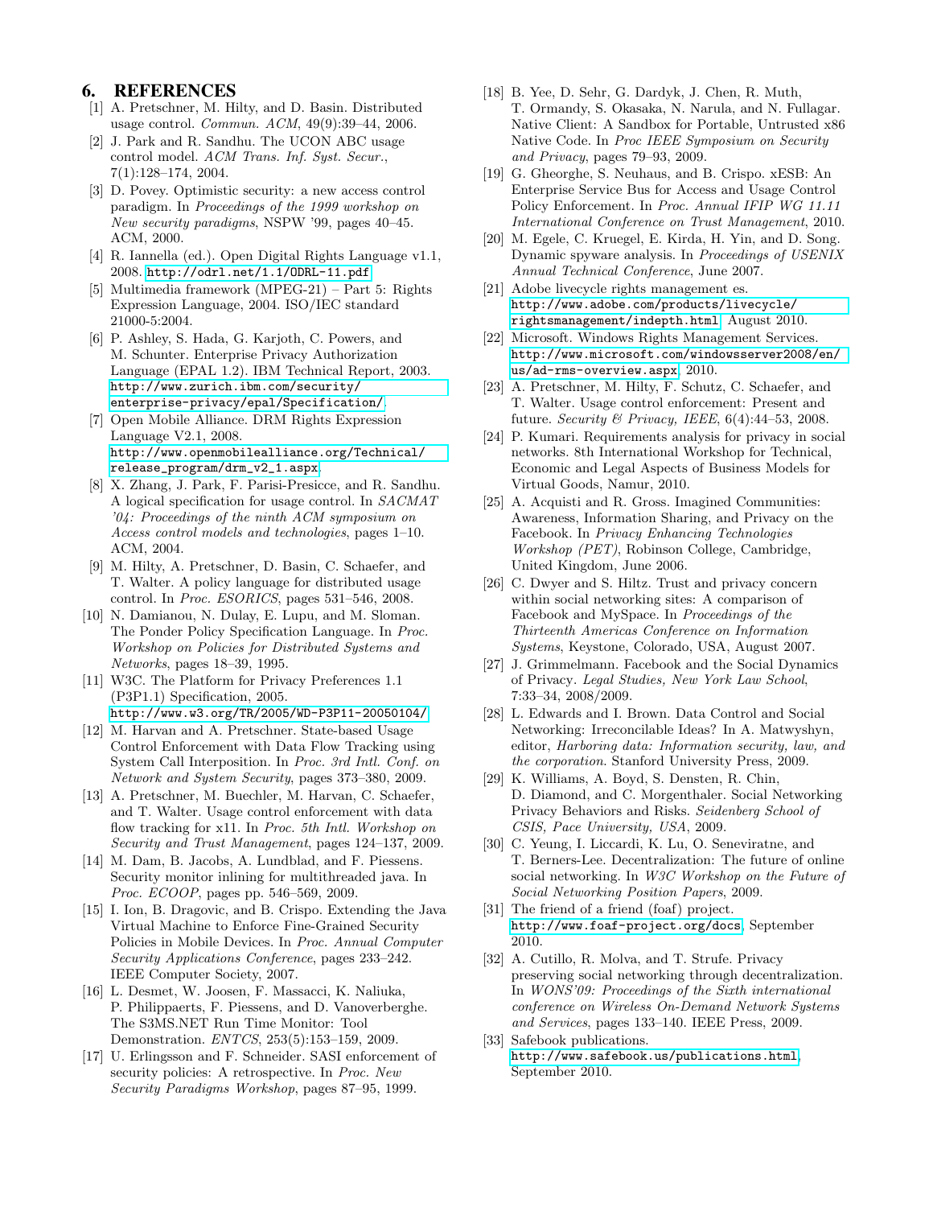## 6. REFERENCES

[1] A. Pretschner, M. Hilty, and D. Basin. Distributed usage control. *Commun. ACM*, 49(9):39–44, 2006.

[2] J. Park and R. Sandhu. The UCON ABC usage control model. *ACM Trans. Inf. Syst. Secur.*, 7(1):128–174, 2004.

[3] D. Povey. Optimistic security: a new access control paradigm. In *Proceedings of the 1999 workshop on New security paradigms*, NSPW '99, pages 40–45. ACM, 2000.

[4] R. Iannella (ed.). Open Digital Rights Language v1.1, 2008. http://odrl.net/1.1/ODRL-11.pdf.

[5] Multimedia framework (MPEG-21) – Part 5: Rights Expression Language, 2004. ISO/IEC standard 21000-5:2004.

[6] P. Ashley, S. Hada, G. Karjoth, C. Powers, and M. Schunter. Enterprise Privacy Authorization Language (EPAL 1.2). IBM Technical Report, 2003. http://www.zurich.ibm.com/security/enterprise-privacy/epal/Specification/.

[7] Open Mobile Alliance. DRM Rights Expression Language V2.1, 2008. http://www.openmobilealliance.org/Technical/release_program/drm_v2_1.aspx.

[8] X. Zhang, J. Park, F. Parisi-Presicce, and R. Sandhu. A logical specification for usage control. In *SACMAT '04: Proceedings of the ninth ACM symposium on Access control models and technologies*, pages 1–10. ACM, 2004.

[9] M. Hilty, A. Pretschner, D. Basin, C. Schaefer, and T. Walter. A policy language for distributed usage control. In *Proc. ESORICS*, pages 531–546, 2008.

[10] N. Damianou, N. Dulay, E. Lupu, and M. Sloman. The Ponder Policy Specification Language. In *Proc. Workshop on Policies for Distributed Systems and Networks*, pages 18–39, 1995.

[11] W3C. The Platform for Privacy Preferences 1.1 (P3P1.1) Specification, 2005. http://www.w3.org/TR/2005/WD-P3P11-20050104/.

[12] M. Harvan and A. Pretschner. State-based Usage Control Enforcement with Data Flow Tracking using System Call Interposition. In *Proc. 3rd Intl. Conf. on Network and System Security*, pages 373–380, 2009.

[13] A. Pretschner, M. Buechler, M. Harvan, C. Schaefer, and T. Walter. Usage control enforcement with data flow tracking for x11. In *Proc. 5th Intl. Workshop on Security and Trust Management*, pages 124–137, 2009.

[14] M. Dam, B. Jacobs, A. Lundblad, and F. Piessens. Security monitor inlining for multithreaded java. In *Proc. ECOOP*, pages pp. 546–569, 2009.

[15] I. Ion, B. Dragovic, and B. Crispo. Extending the Java Virtual Machine to Enforce Fine-Grained Security Policies in Mobile Devices. In *Proc. Annual Computer Security Applications Conference*, pages 233–242. IEEE Computer Society, 2007.

[16] L. Desmet, W. Joosen, F. Massacci, K. Naliuka, P. Philippaerts, F. Piessens, and D. Vanoverberghe. The S3MS.NET Run Time Monitor: Tool Demonstration. *ENTCS*, 253(5):153–159, 2009.

[17] U. Erlingsson and F. Schneider. SASI enforcement of security policies: A retrospective. In *Proc. New Security Paradigms Workshop*, pages 87–95, 1999.

[18] B. Yee, D. Sehr, G. Dardyk, J. Chen, R. Muth, T. Ormandy, S. Okasaka, N. Narula, and N. Fullagar. Native Client: A Sandbox for Portable, Untrusted x86 Native Code. In *Proc IEEE Symposium on Security and Privacy*, pages 79–93, 2009.

[19] G. Gheorghe, S. Neuhaus, and B. Crispo. xESB: An Enterprise Service Bus for Access and Usage Control Policy Enforcement. In *Proc. Annual IFIP WG 11.11 International Conference on Trust Management*, 2010.

[20] M. Egele, C. Kruegel, E. Kirda, H. Yin, and D. Song. Dynamic spyware analysis. In *Proceedings of USENIX Annual Technical Conference*, June 2007.

[21] Adobe livecycle rights management es. http://www.adobe.com/products/livecycle/rightsmanagement/indepth.html, August 2010.

[22] Microsoft. Windows Rights Management Services. http://www.microsoft.com/windowsserver2008/en/us/ad-rms-overview.aspx, 2010.

[23] A. Pretschner, M. Hilty, F. Schutz, C. Schaefer, and T. Walter. Usage control enforcement: Present and future. *Security & Privacy, IEEE*, 6(4):44–53, 2008.

[24] P. Kumari. Requirements analysis for privacy in social networks. 8th International Workshop for Technical, Economic and Legal Aspects of Business Models for Virtual Goods, Namur, 2010.

[25] A. Acquisti and R. Gross. Imagined Communities: Awareness, Information Sharing, and Privacy on the Facebook. In *Privacy Enhancing Technologies Workshop (PET)*, Robinson College, Cambridge, United Kingdom, June 2006.

[26] C. Dwyer and S. Hiltz. Trust and privacy concern within social networking sites: A comparison of Facebook and MySpace. In *Proceedings of the Thirteenth Americas Conference on Information Systems*, Keystone, Colorado, USA, August 2007.

[27] J. Grimmelmann. Facebook and the Social Dynamics of Privacy. *Legal Studies, New York Law School*, 7:33–34, 2008/2009.

[28] L. Edwards and I. Brown. Data Control and Social Networking: Irreconcilable Ideas? In A. Matwyshyn, editor, *Harboring data: Information security, law, and the corporation*. Stanford University Press, 2009.

[29] K. Williams, A. Boyd, S. Densten, R. Chin, D. Diamond, and C. Morgenthaler. Social Networking Privacy Behaviors and Risks. *Seidenberg School of CSIS, Pace University, USA*, 2009.

[30] C. Yeung, I. Liccardi, K. Lu, O. Seneviratne, and T. Berners-Lee. Decentralization: The future of online social networking. In *W3C Workshop on the Future of Social Networking Position Papers*, 2009.

[31] The friend of a friend (foaf) project. http://www.foaf-project.org/docs, September 2010.

[32] A. Cutillo, R. Molva, and T. Strufe. Privacy preserving social networking through decentralization. In *WONS'09: Proceedings of the Sixth international conference on Wireless On-Demand Network Systems and Services*, pages 133–140. IEEE Press, 2009.

[33] Safebook publications. http://www.safebook.us/publications.html, September 2010.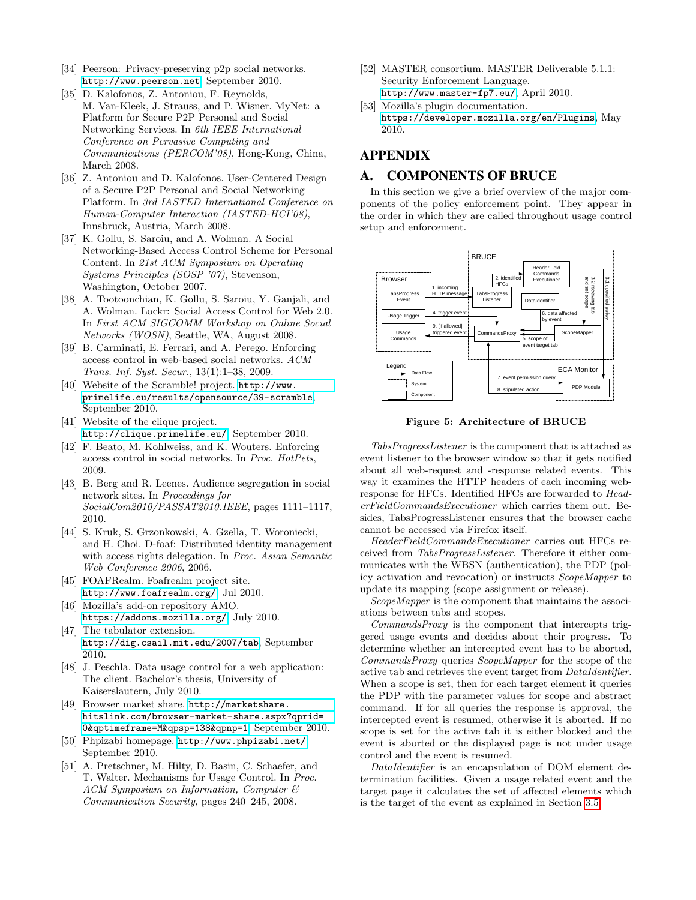[34] Peerson: Privacy-preserving p2p social networks. http://www.peerson.net, September 2010.

[35] D. Kalofonos, Z. Antoniou, F. Reynolds, M. Van-Kleek, J. Strauss, and P. Wisner. MyNet: a Platform for Secure P2P Personal and Social Networking Services. In *6th IEEE International Conference on Pervasive Computing and Communications (PERCOM'08)*, Hong-Kong, China, March 2008.

[36] Z. Antoniou and D. Kalofonos. User-Centered Design of a Secure P2P Personal and Social Networking Platform. In *3rd IASTED International Conference on Human-Computer Interaction (IASTED-HCI'08)*, Innsbruck, Austria, March 2008.

[37] K. Gollu, S. Saroiu, and A. Wolman. A Social Networking-Based Access Control Scheme for Personal Content. In *21st ACM Symposium on Operating Systems Principles (SOSP '07)*, Stevenson, Washington, October 2007.

[38] A. Tootoonchian, K. Gollu, S. Saroiu, Y. Ganjali, and A. Wolman. Lockr: Social Access Control for Web 2.0. In *First ACM SIGCOMM Workshop on Online Social Networks (WOSN)*, Seattle, WA, August 2008.

[39] B. Carminati, E. Ferrari, and A. Perego. Enforcing access control in web-based social networks. *ACM Trans. Inf. Syst. Secur.*, 13(1):1–38, 2009.

[40] Website of the Scramble! project. http://www.primelife.eu/results/opensource/39-scramble, September 2010.

[41] Website of the clique project. http://clique.primelife.eu/, September 2010.

[42] F. Beato, M. Kohlweiss, and K. Wouters. Enforcing access control in social networks. In *Proc. HotPets*, 2009.

[43] B. Berg and R. Leenes. Audience segregation in social network sites. In *Proceedings for SocialCom2010/PASSAT2010.IEEE*, pages 1111–1117, 2010.

[44] S. Kruk, S. Grzonkowski, A. Gzella, T. Woroniecki, and H. Choi. D-foaf: Distributed identity management with access rights delegation. In *Proc. Asian Semantic Web Conference 2006*, 2006.

[45] FOAFRealm. Foafrealm project site. http://www.foafrealm.org/, Jul 2010.

[46] Mozilla's add-on repository AMO. https://addons.mozilla.org/, July 2010.

[47] The tabulator extension. http://dig.csail.mit.edu/2007/tab, September 2010.

[48] J. Peschla. Data usage control for a web application: The client. Bachelor's thesis, University of Kaiserslautern, July 2010.

[49] Browser market share. http://marketshare.hitslink.com/browser-market-share.aspx?qprid=0&qptimeframe=M&qpsp=138&qpnp=1, September 2010.

[50] Phpizabi homepage. http://www.phpizabi.net/, September 2010.

[51] A. Pretschner, M. Hilty, D. Basin, C. Schaefer, and T. Walter. Mechanisms for Usage Control. In *Proc. ACM Symposium on Information, Computer & Communication Security*, pages 240–245, 2008.

[52] MASTER consortium. MASTER Deliverable 5.1.1: Security Enforcement Language. http://www.master-fp7.eu/, April 2010.

[53] Mozilla's plugin documentation. https://developer.mozilla.org/en/Plugins, May 2010.

# APPENDIX

## A. COMPONENTS OF BRUCE

In this section we give a brief overview of the major components of the policy enforcement point. They appear in the order in which they are called throughout usage control setup and enforcement.

BRUCE
Browser
TabsProgress Event
Usage Trigger
Usage Commands
1. incoming HTTP message
4. trigger event
9. [if allowed] triggered event
2. identified HFCs
TabsProgress Listener
HeaderField Commands Executioner
DataIdentifier
CommandsProxy
ScopeMapper
3.2 receiving tab and set scope
3.1 specified policy
6. data affected by event
5. scope of event target tab
7. event permission query
8. stipulated action
ECA Monitor
PDP Module
Legend
Data Flow
System
Component

**Figure 5: Architecture of BRUCE**

*TabsProgressListener* is the component that is attached as event listener to the browser window so that it gets notified about all web-request and -response related events. This way it examines the HTTP headers of each incoming web-response for HFCs. Identified HFCs are forwarded to *HeaderFieldCommandsExecutioner* which carries them out. Besides, TabsProgressListener ensures that the browser cache cannot be accessed via Firefox itself.

*HeaderFieldCommandsExecutioner* carries out HFCs received from *TabsProgressListener*. Therefore it either communicates with the WBSN (authentication), the PDP (policy activation and revocation) or instructs *ScopeMapper* to update its mapping (scope assignment or release).

*ScopeMapper* is the component that maintains the associations between tabs and scopes.

*CommandsProxy* is the component that intercepts triggered usage events and decides about their progress. To determine whether an intercepted event has to be aborted, *CommandsProxy* queries *ScopeMapper* for the scope of the active tab and retrieves the event target from *DataIdentifier*. When a scope is set, then for each target element it queries the PDP with the parameter values for scope and abstract command. If for all queries the response is approval, the intercepted event is resumed, otherwise it is aborted. If no scope is set for the active tab it is either blocked and the event is aborted or the displayed page is not under usage control and the event is resumed.

*DataIdentifier* is an encapsulation of DOM element determination facilities. Given a usage related event and the target page it calculates the set of affected elements which is the target of the event as explained in Section 3.5.